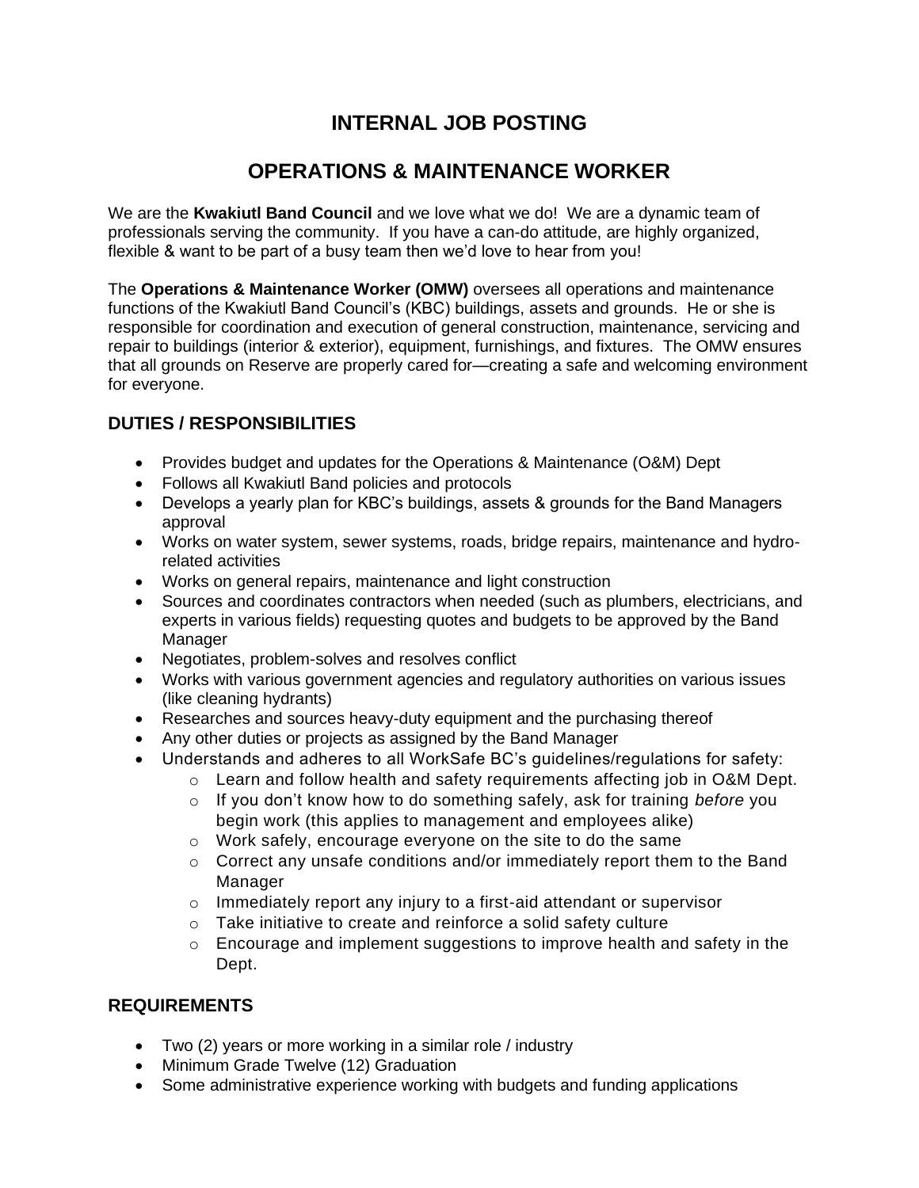# INTERNAL JOB POSTING

# OPERATIONS & MAINTENANCE WORKER

We are the **Kwakiutl Band Council** and we love what we do! We are a dynamic team of professionals serving the community. If you have a can-do attitude, are highly organized, flexible & want to be part of a busy team then we'd love to hear from you!

The **Operations & Maintenance Worker (OMW)** oversees all operations and maintenance functions of the Kwakiutl Band Council's (KBC) buildings, assets and grounds. He or she is responsible for coordination and execution of general construction, maintenance, servicing and repair to buildings (interior & exterior), equipment, furnishings, and fixtures. The OMW ensures that all grounds on Reserve are properly cared for—creating a safe and welcoming environment for everyone.

## DUTIES / RESPONSIBILITIES

- Provides budget and updates for the Operations & Maintenance (O&M) Dept
- Follows all Kwakiutl Band policies and protocols
- Develops a yearly plan for KBC's buildings, assets & grounds for the Band Managers approval
- Works on water system, sewer systems, roads, bridge repairs, maintenance and hydro-related activities
- Works on general repairs, maintenance and light construction
- Sources and coordinates contractors when needed (such as plumbers, electricians, and experts in various fields) requesting quotes and budgets to be approved by the Band Manager
- Negotiates, problem-solves and resolves conflict
- Works with various government agencies and regulatory authorities on various issues (like cleaning hydrants)
- Researches and sources heavy-duty equipment and the purchasing thereof
- Any other duties or projects as assigned by the Band Manager
- Understands and adheres to all WorkSafe BC's guidelines/regulations for safety:
  - Learn and follow health and safety requirements affecting job in O&M Dept.
  - If you don't know how to do something safely, ask for training *before* you begin work (this applies to management and employees alike)
  - Work safely, encourage everyone on the site to do the same
  - Correct any unsafe conditions and/or immediately report them to the Band Manager
  - Immediately report any injury to a first-aid attendant or supervisor
  - Take initiative to create and reinforce a solid safety culture
  - Encourage and implement suggestions to improve health and safety in the Dept.

## REQUIREMENTS

- Two (2) years or more working in a similar role / industry
- Minimum Grade Twelve (12) Graduation
- Some administrative experience working with budgets and funding applications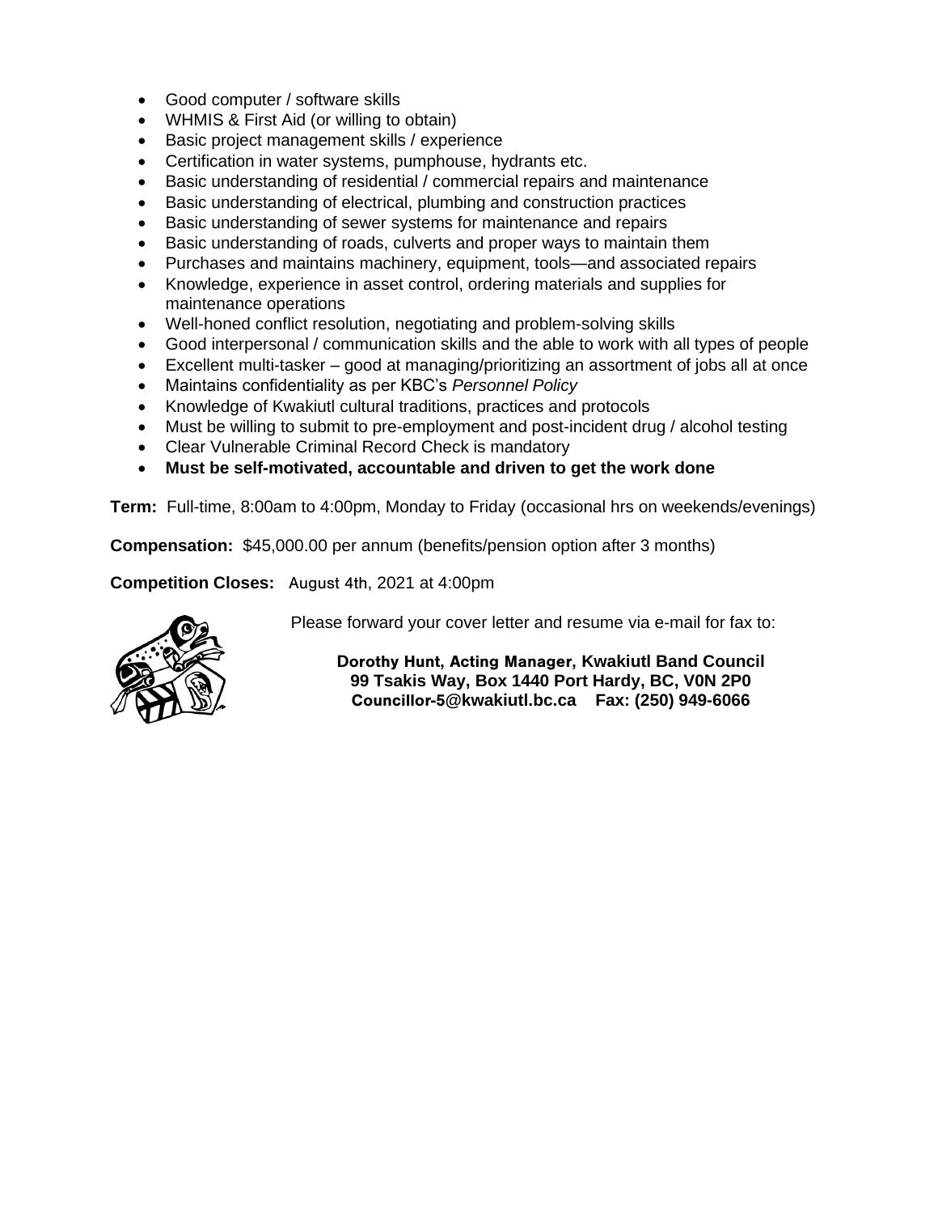- Good computer / software skills
- WHMIS & First Aid (or willing to obtain)
- Basic project management skills / experience
- Certification in water systems, pumphouse, hydrants etc.
- Basic understanding of residential / commercial repairs and maintenance
- Basic understanding of electrical, plumbing and construction practices
- Basic understanding of sewer systems for maintenance and repairs
- Basic understanding of roads, culverts and proper ways to maintain them
- Purchases and maintains machinery, equipment, tools—and associated repairs
- Knowledge, experience in asset control, ordering materials and supplies for maintenance operations
- Well-honed conflict resolution, negotiating and problem-solving skills
- Good interpersonal / communication skills and the able to work with all types of people
- Excellent multi-tasker – good at managing/prioritizing an assortment of jobs all at once
- Maintains confidentiality as per KBC's *Personnel Policy*
- Knowledge of Kwakiutl cultural traditions, practices and protocols
- Must be willing to submit to pre-employment and post-incident drug / alcohol testing
- Clear Vulnerable Criminal Record Check is mandatory
- **Must be self-motivated, accountable and driven to get the work done**

**Term:** Full-time, 8:00am to 4:00pm, Monday to Friday (occasional hrs on weekends/evenings)

**Compensation:** $45,000.00 per annum (benefits/pension option after 3 months)

**Competition Closes:** August 4th, 2021 at 4:00pm

Please forward your cover letter and resume via e-mail for fax to:

**Dorothy Hunt, Acting Manager, Kwakiutl Band Council**
**99 Tsakis Way, Box 1440 Port Hardy, BC, V0N 2P0**
**Councillor-5@kwakiutl.bc.ca Fax: (250) 949-6066**